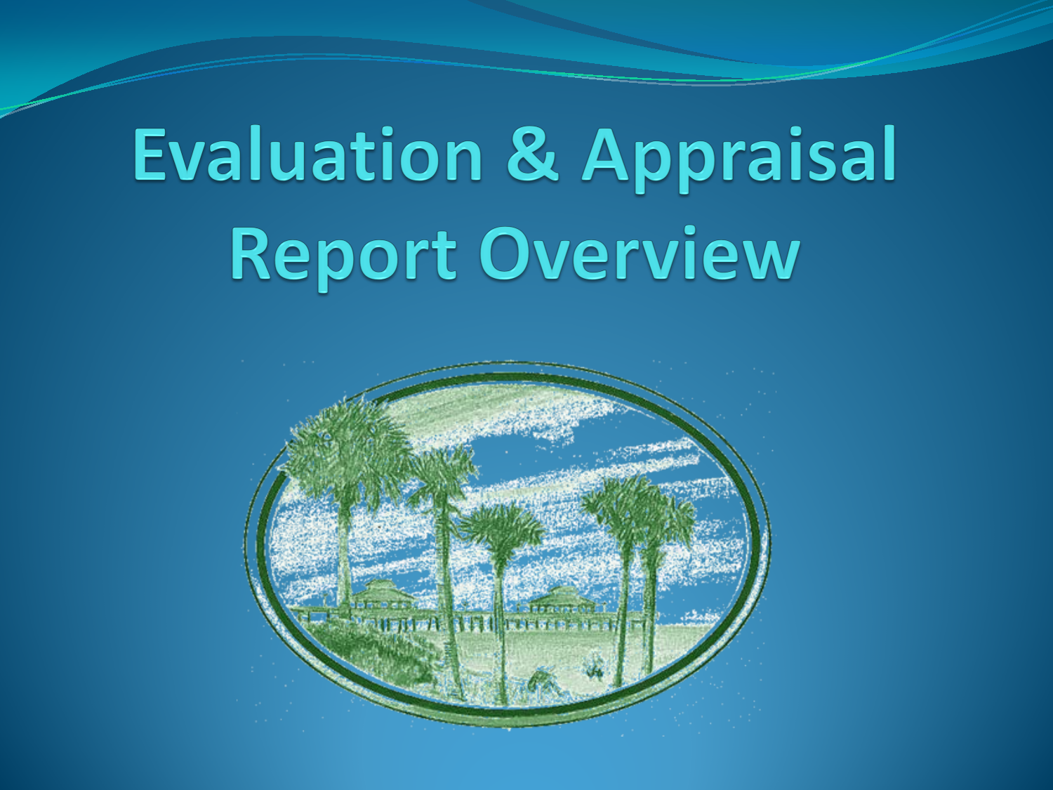# Evaluation & Appraisal Report Overview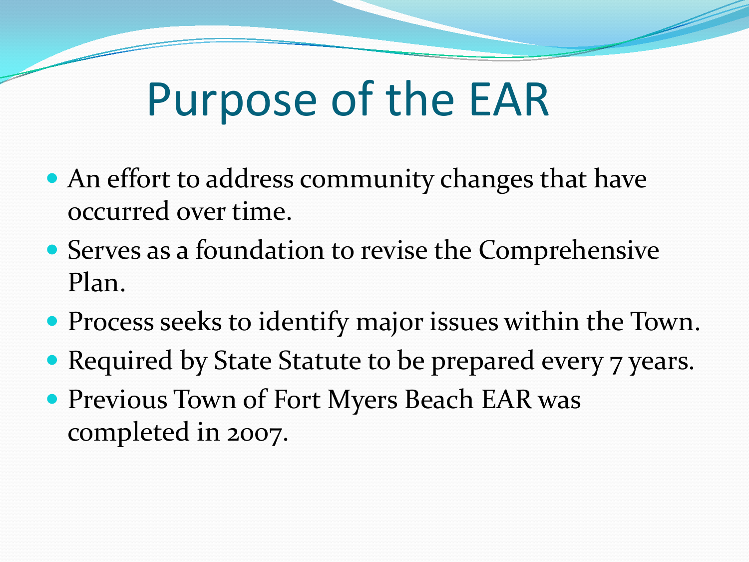# Purpose of the EAR

- An effort to address community changes that have occurred over time.
- Serves as a foundation to revise the Comprehensive Plan.
- Process seeks to identify major issues within the Town.
- Required by State Statute to be prepared every 7 years.
- Previous Town of Fort Myers Beach EAR was completed in 2007.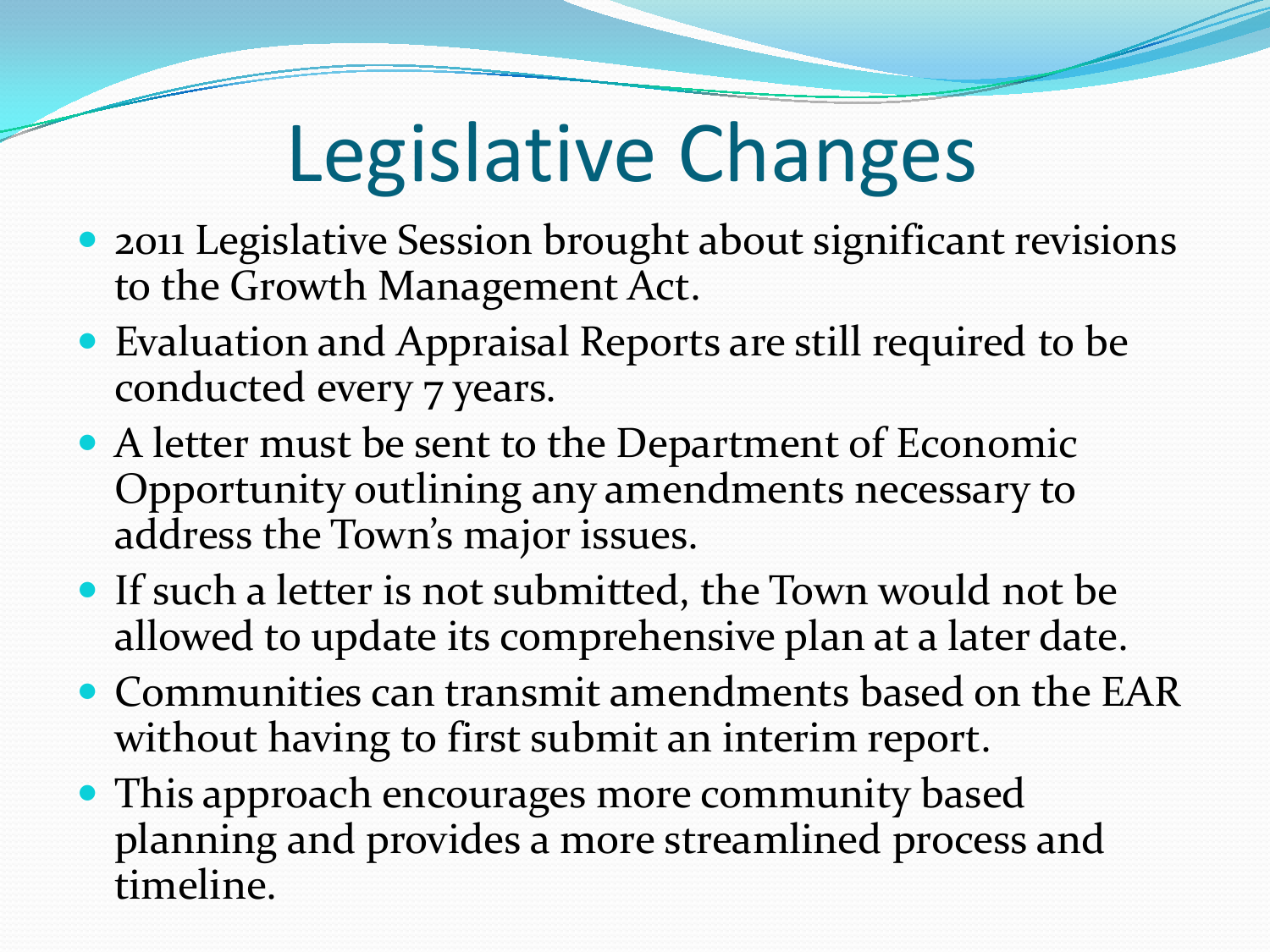# Legislative Changes

- 2011 Legislative Session brought about significant revisions to the Growth Management Act.
- Evaluation and Appraisal Reports are still required to be conducted every 7 years.
- A letter must be sent to the Department of Economic Opportunity outlining any amendments necessary to address the Town's major issues.
- If such a letter is not submitted, the Town would not be allowed to update its comprehensive plan at a later date.
- Communities can transmit amendments based on the EAR without having to first submit an interim report.
- This approach encourages more community based planning and provides a more streamlined process and timeline.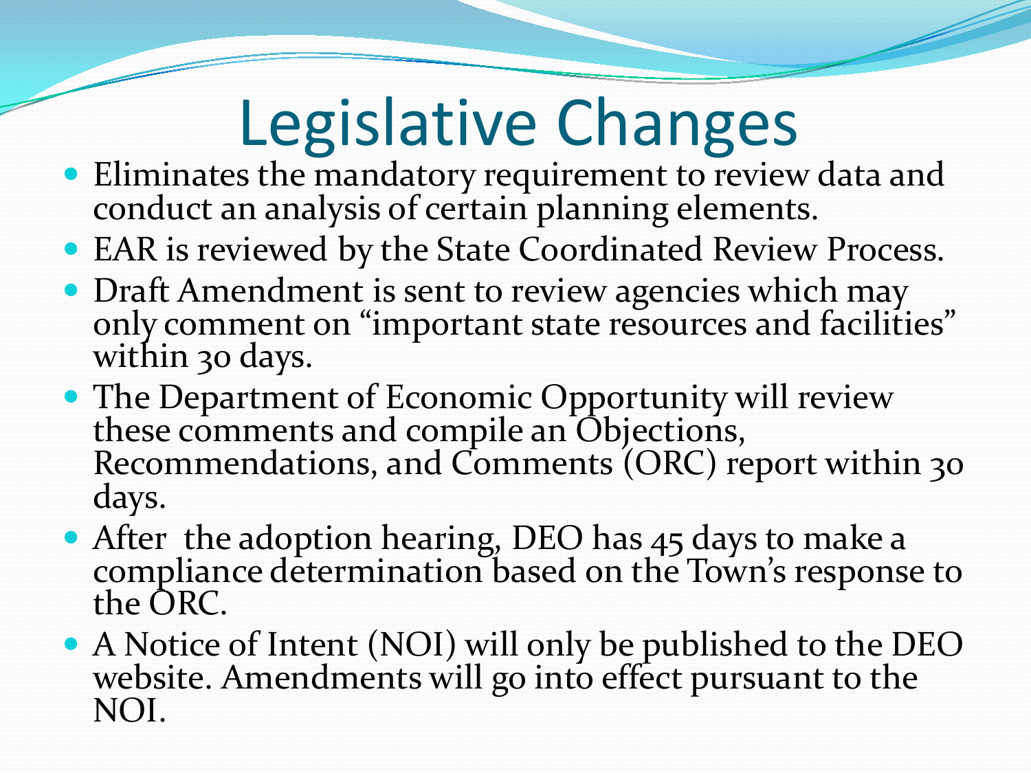# Legislative Changes

- Eliminates the mandatory requirement to review data and conduct an analysis of certain planning elements.
- EAR is reviewed by the State Coordinated Review Process.
- Draft Amendment is sent to review agencies which may only comment on "important state resources and facilities" within 30 days.
- The Department of Economic Opportunity will review these comments and compile an Objections, Recommendations, and Comments (ORC) report within 30 days.
- After the adoption hearing, DEO has 45 days to make a compliance determination based on the Town's response to the ORC.
- A Notice of Intent (NOI) will only be published to the DEO website. Amendments will go into effect pursuant to the NOI.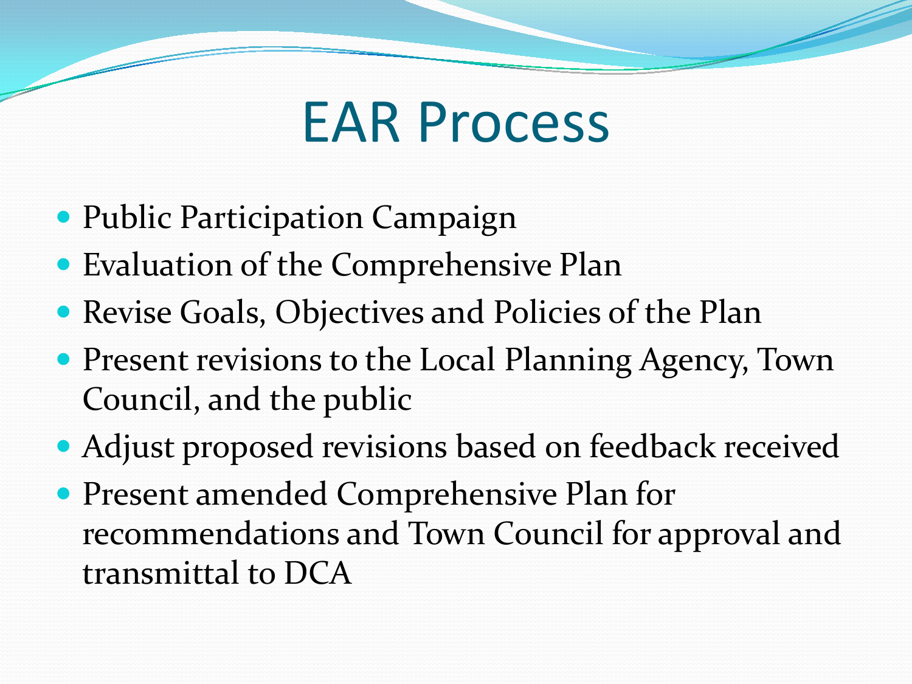# EAR Process

- Public Participation Campaign
- Evaluation of the Comprehensive Plan
- Revise Goals, Objectives and Policies of the Plan
- Present revisions to the Local Planning Agency, Town Council, and the public
- Adjust proposed revisions based on feedback received
- Present amended Comprehensive Plan for recommendations and Town Council for approval and transmittal to DCA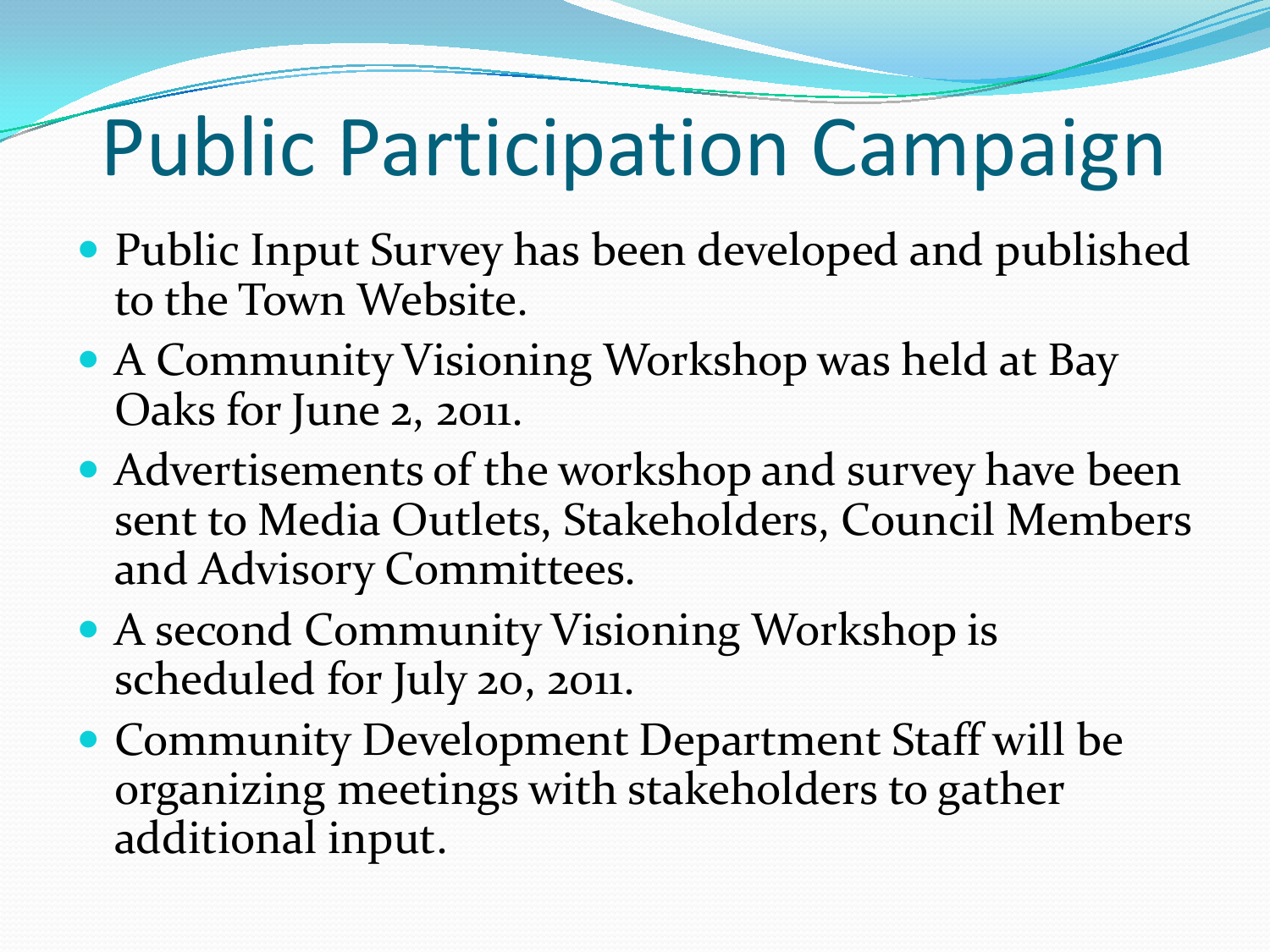# Public Participation Campaign

- Public Input Survey has been developed and published to the Town Website.
- A Community Visioning Workshop was held at Bay Oaks for June 2, 2011.
- Advertisements of the workshop and survey have been sent to Media Outlets, Stakeholders, Council Members and Advisory Committees.
- A second Community Visioning Workshop is scheduled for July 20, 2011.
- Community Development Department Staff will be organizing meetings with stakeholders to gather additional input.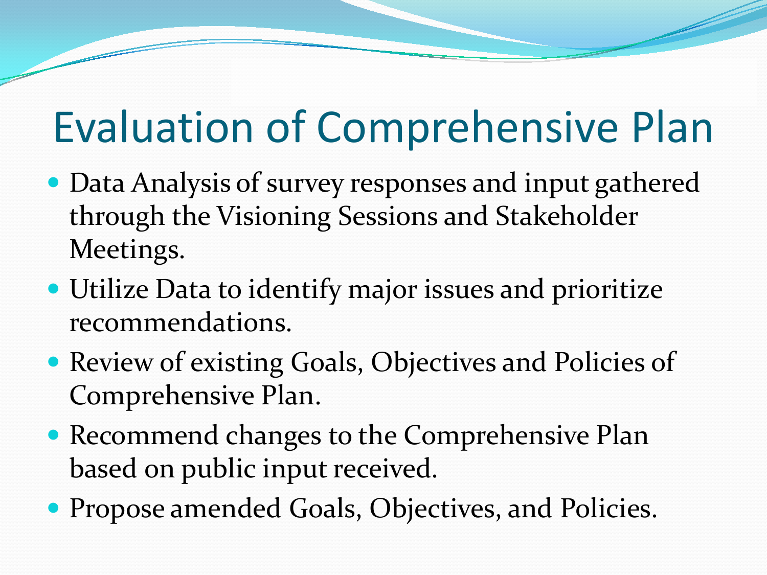# Evaluation of Comprehensive Plan

- Data Analysis of survey responses and input gathered through the Visioning Sessions and Stakeholder Meetings.
- Utilize Data to identify major issues and prioritize recommendations.
- Review of existing Goals, Objectives and Policies of Comprehensive Plan.
- Recommend changes to the Comprehensive Plan based on public input received.
- Propose amended Goals, Objectives, and Policies.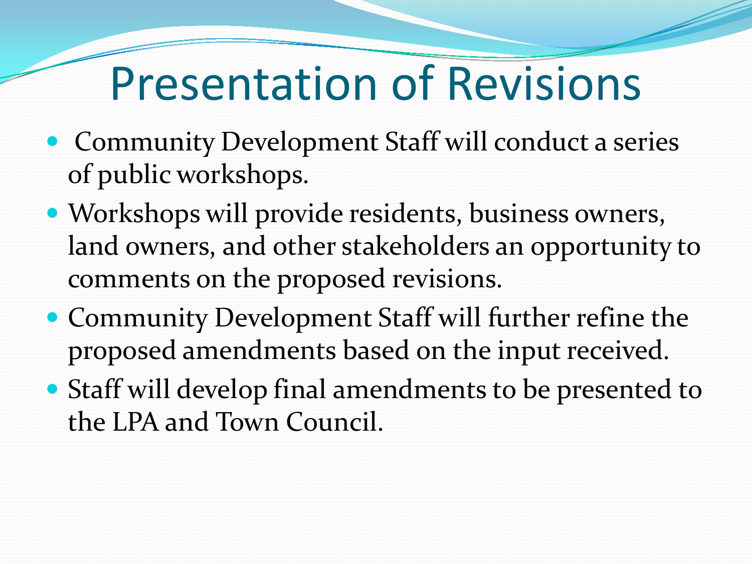# Presentation of Revisions

- Community Development Staff will conduct a series of public workshops.
- Workshops will provide residents, business owners, land owners, and other stakeholders an opportunity to comments on the proposed revisions.
- Community Development Staff will further refine the proposed amendments based on the input received.
- Staff will develop final amendments to be presented to the LPA and Town Council.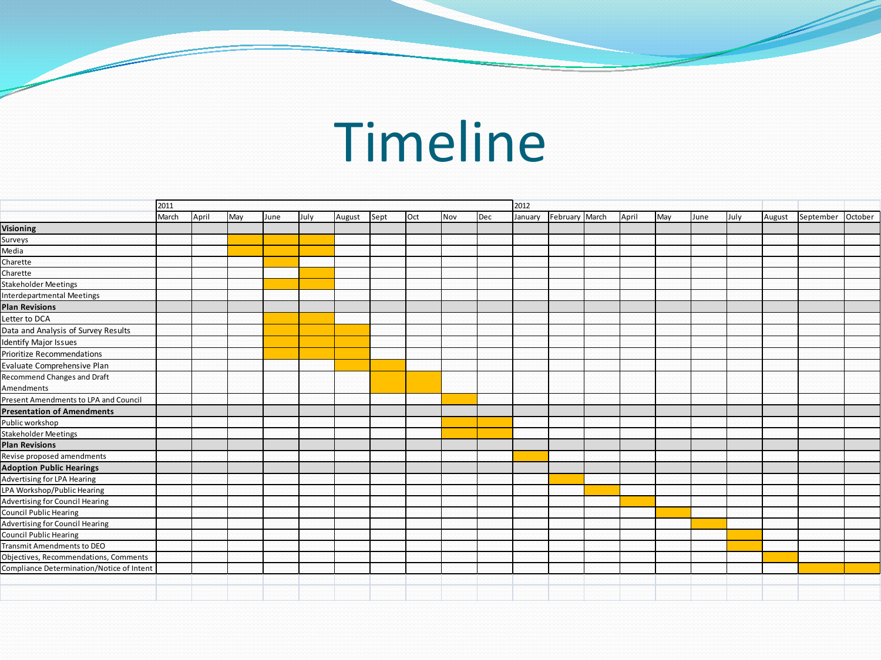# Timeline

| | 2011 | | | | | | | | | | 2012 | | | | | | | | | |
|---|---|---|---|---|---|---|---|---|---|---|---|---|---|---|---|---|---|---|---|---|
| | March | April | May | June | July | August | Sept | Oct | Nov | Dec | January | February | March | April | May | June | July | August | September | October |
| **Visioning** | | | | | | | | | | | | | | | | | | | | |
| Surveys | | | X | X | X | | | | | | | | | | | | | | | |
| Media | | | X | X | X | | | | | | | | | | | | | | | |
| Charette | | | | X | | | | | | | | | | | | | | | | |
| Charette | | | | | X | | | | | | | | | | | | | | | |
| Stakeholder Meetings | | | | X | X | | | | | | | | | | | | | | | |
| Interdepartmental Meetings | | | | | | | | | | | | | | | | | | | | |
| **Plan Revisions** | | | | | | | | | | | | | | | | | | | | |
| Letter to DCA | | | | X | X | | | | | | | | | | | | | | | |
| Data and Analysis of Survey Results | | | | X | X | X | | | | | | | | | | | | | | |
| Identify Major Issues | | | | X | X | X | | | | | | | | | | | | | | |
| Prioritize Recommendations | | | | X | X | X | | | | | | | | | | | | | | |
| Evaluate Comprehensive Plan | | | | | | X | X | | | | | | | | | | | | | |
| Recommend Changes and Draft Amendments | | | | | | | X | X | | | | | | | | | | | | |
| Present Amendments to LPA and Council | | | | | | | | | X | | | | | | | | | | | |
| **Presentation of Amendments** | | | | | | | | | | | | | | | | | | | | |
| Public workshop | | | | | | | | | X | X | | | | | | | | | | |
| Stakeholder Meetings | | | | | | | | | X | X | | | | | | | | | | |
| **Plan Revisions** | | | | | | | | | | | | | | | | | | | | |
| Revise proposed amendments | | | | | | | | | | | X | | | | | | | | | |
| **Adoption Public Hearings** | | | | | | | | | | | | | | | | | | | | |
| Advertising for LPA Hearing | | | | | | | | | | | | X | | | | | | | | |
| LPA Workshop/Public Hearing | | | | | | | | | | | | | X | | | | | | | |
| Advertising for Council Hearing | | | | | | | | | | | | | | X | | | | | | |
| Council Public Hearing | | | | | | | | | | | | | | | X | | | | | |
| Advertising for Council Hearing | | | | | | | | | | | | | | | | X | | | | |
| Council Public Hearing | | | | | | | | | | | | | | | | | X | | | |
| Transmit Amendments to DEO | | | | | | | | | | | | | | | | | X | | | |
| Objectives, Recommendations, Comments | | | | | | | | | | | | | | | | | | X | | |
| Compliance Determination/Notice of Intent | | | | | | | | | | | | | | | | | | | X | X |